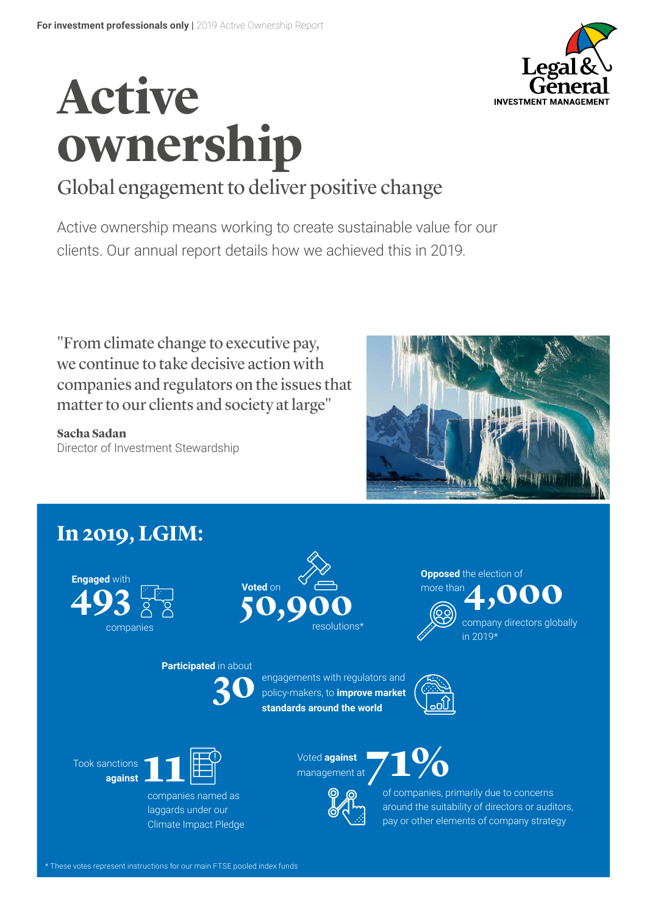**For investment professionals only** | 2019 Active Ownership Report

# Active ownership

## Global engagement to deliver positive change

Active ownership means working to create sustainable value for our clients. Our annual report details how we achieved this in 2019.

"From climate change to executive pay, we continue to take decisive action with companies and regulators on the issues that matter to our clients and society at large"

**Sacha Sadan**
Director of Investment Stewardship

## In 2019, LGIM:

**Engaged** with **493** companies

**Voted** on **50,900** resolutions*

**Opposed** the election of more than **4,000** company directors globally in 2019*

**Participated** in about **30** engagements with regulators and policy-makers, to **improve market standards around the world**

Took sanctions **against** **11** companies named as laggards under our Climate Impact Pledge

Voted **against** management at **71%** of companies, primarily due to concerns around the suitability of directors or auditors, pay or other elements of company strategy

* These votes represent instructions for our main FTSE pooled index funds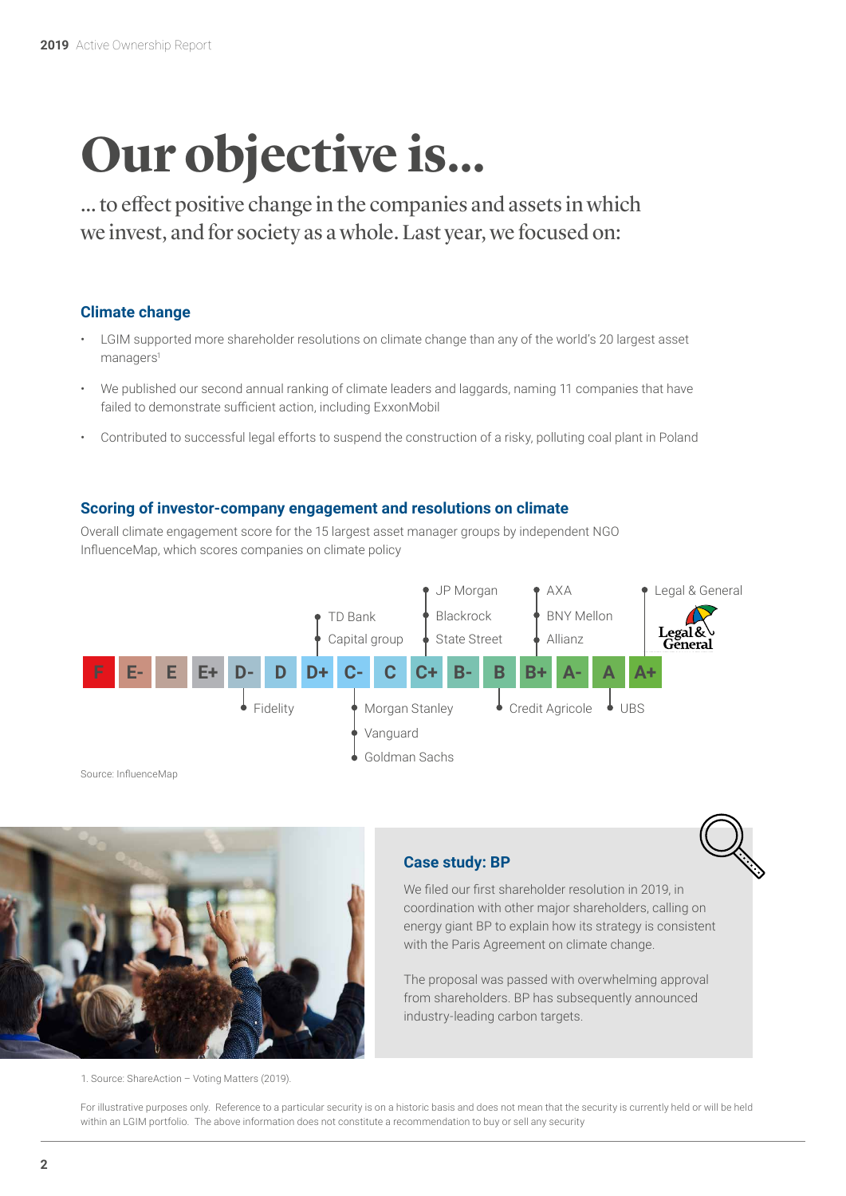# Our objective is...

... to effect positive change in the companies and assets in which we invest, and for society as a whole. Last year, we focused on:

### Climate change

- LGIM supported more shareholder resolutions on climate change than any of the world's 20 largest asset managers[1]
- We published our second annual ranking of climate leaders and laggards, naming 11 companies that have failed to demonstrate sufficient action, including ExxonMobil
- Contributed to successful legal efforts to suspend the construction of a risky, polluting coal plant in Poland

### Scoring of investor-company engagement and resolutions on climate

Overall climate engagement score for the 15 largest asset manager groups by independent NGO InfluenceMap, which scores companies on climate policy

| Score | Asset managers |
| --- | --- |
| F | |
| E- | |
| E | |
| E+ | |
| D- | Fidelity |
| D | |
| D+ | TD Bank, Capital group |
| C- | Morgan Stanley, Vanguard, Goldman Sachs |
| C | |
| C+ | JP Morgan, Blackrock, State Street |
| B- | |
| B | Credit Agricole |
| B+ | AXA, BNY Mellon, Allianz |
| A- | |
| A | UBS |
| A+ | Legal & General |

Source: InfluenceMap

### Case study: BP

We filed our first shareholder resolution in 2019, in coordination with other major shareholders, calling on energy giant BP to explain how its strategy is consistent with the Paris Agreement on climate change.

The proposal was passed with overwhelming approval from shareholders. BP has subsequently announced industry-leading carbon targets.

1. Source: ShareAction – Voting Matters (2019).

For illustrative purposes only. Reference to a particular security is on a historic basis and does not mean that the security is currently held or will be held within an LGIM portfolio. The above information does not constitute a recommendation to buy or sell any security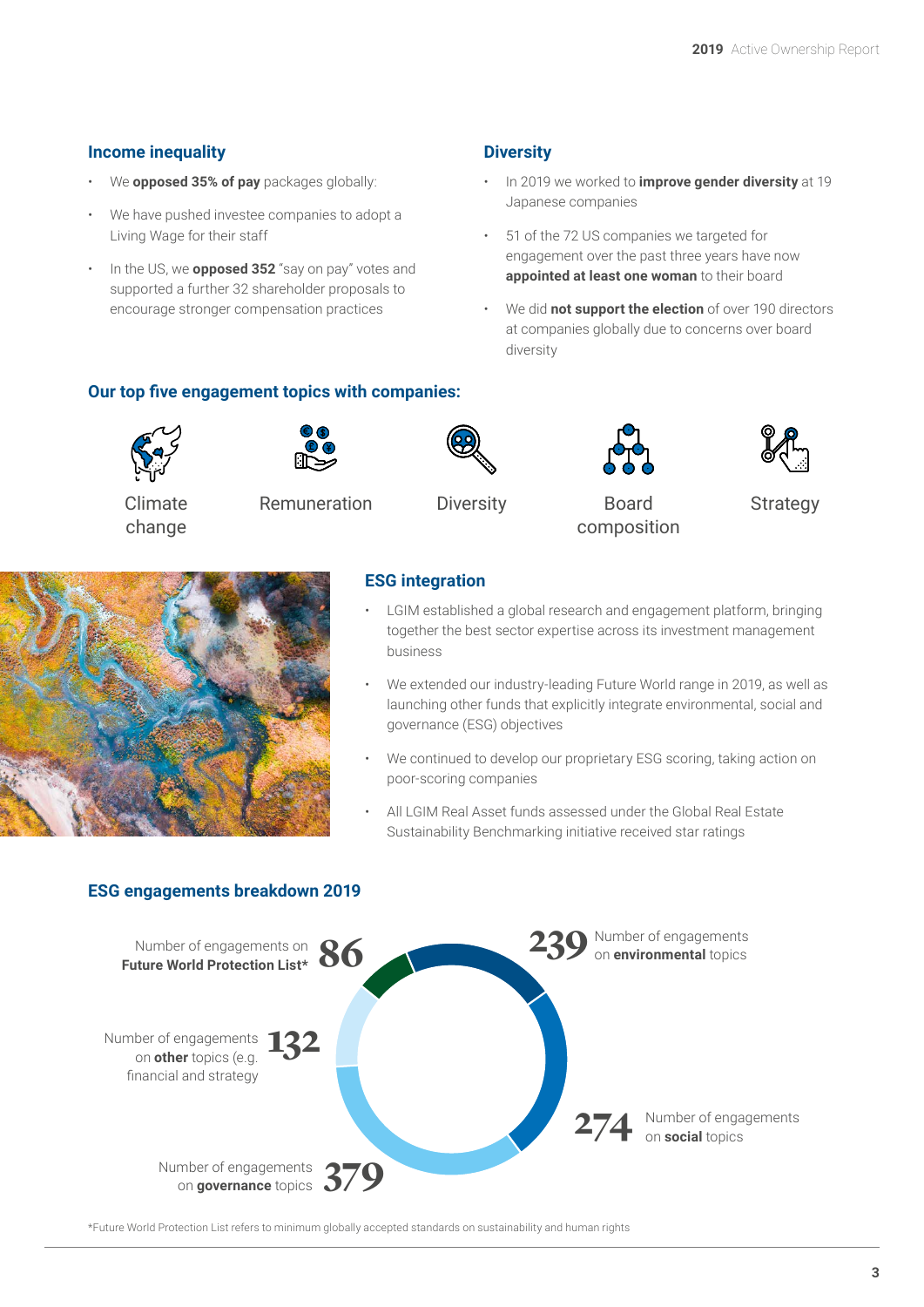## Income inequality

- We **opposed 35% of pay** packages globally:
- We have pushed investee companies to adopt a Living Wage for their staff
- In the US, we **opposed 352** "say on pay" votes and supported a further 32 shareholder proposals to encourage stronger compensation practices

## Diversity

- In 2019 we worked to **improve gender diversity** at 19 Japanese companies
- 51 of the 72 US companies we targeted for engagement over the past three years have now **appointed at least one woman** to their board
- We did **not support the election** of over 190 directors at companies globally due to concerns over board diversity

## Our top five engagement topics with companies:

- Climate change
- Remuneration
- Diversity
- Board composition
- Strategy

## ESG integration

- LGIM established a global research and engagement platform, bringing together the best sector expertise across its investment management business
- We extended our industry-leading Future World range in 2019, as well as launching other funds that explicitly integrate environmental, social and governance (ESG) objectives
- We continued to develop our proprietary ESG scoring, taking action on poor-scoring companies
- All LGIM Real Asset funds assessed under the Global Real Estate Sustainability Benchmarking initiative received star ratings

## ESG engagements breakdown 2019

- **239** Number of engagements on **environmental** topics
- **274** Number of engagements on **social** topics
- **379** Number of engagements on **governance** topics
- **132** Number of engagements on **other** topics (e.g. financial and strategy
- **86** Number of engagements on **Future World Protection List***

*Future World Protection List refers to minimum globally accepted standards on sustainability and human rights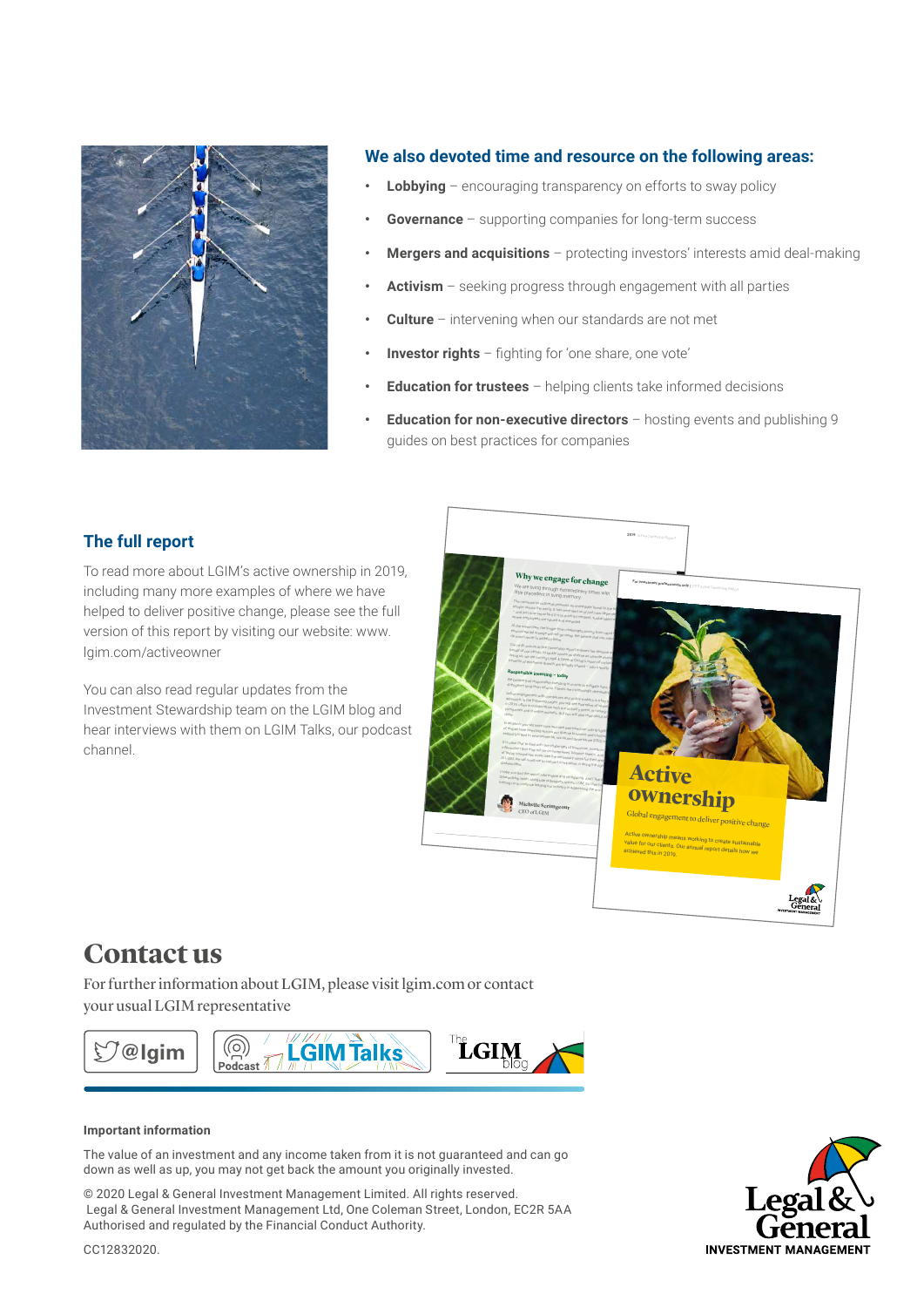## We also devoted time and resource on the following areas:

- **Lobbying** – encouraging transparency on efforts to sway policy
- **Governance** – supporting companies for long-term success
- **Mergers and acquisitions** – protecting investors' interests amid deal-making
- **Activism** – seeking progress through engagement with all parties
- **Culture** – intervening when our standards are not met
- **Investor rights** – fighting for 'one share, one vote'
- **Education for trustees** – helping clients take informed decisions
- **Education for non-executive directors** – hosting events and publishing 9 guides on best practices for companies

## The full report

To read more about LGIM's active ownership in 2019, including many more examples of where we have helped to deliver positive change, please see the full version of this report by visiting our website: www.lgim.com/activeowner

You can also read regular updates from the Investment Stewardship team on the LGIM blog and hear interviews with them on LGIM Talks, our podcast channel.

# Contact us

For further information about LGIM, please visit lgim.com or contact your usual LGIM representative

@lgim

Podcast LGIM Talks

The LGIM blog

**Important information**

The value of an investment and any income taken from it is not guaranteed and can go down as well as up, you may not get back the amount you originally invested.

© 2020 Legal & General Investment Management Limited. All rights reserved.
Legal & General Investment Management Ltd, One Coleman Street, London, EC2R 5AA
Authorised and regulated by the Financial Conduct Authority.

CC12832020.

Legal & General
INVESTMENT MANAGEMENT